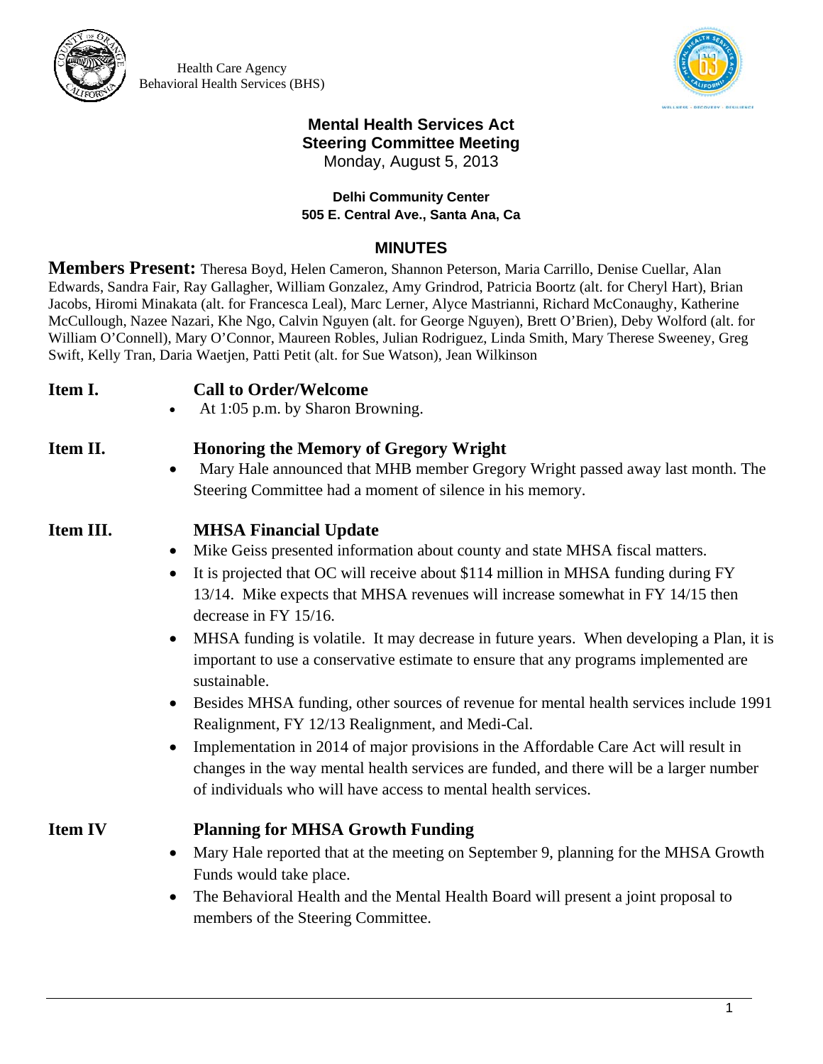Health Care Agency
Behavioral Health Services (BHS)

# Mental Health Services Act
## Steering Committee Meeting
Monday, August 5, 2013

**Delhi Community Center**
**505 E. Central Ave., Santa Ana, Ca**

## MINUTES

**Members Present:** Theresa Boyd, Helen Cameron, Shannon Peterson, Maria Carrillo, Denise Cuellar, Alan Edwards, Sandra Fair, Ray Gallagher, William Gonzalez, Amy Grindrod, Patricia Boortz (alt. for Cheryl Hart), Brian Jacobs, Hiromi Minakata (alt. for Francesca Leal), Marc Lerner, Alyce Mastrianni, Richard McConaughy, Katherine McCullough, Nazee Nazari, Khe Ngo, Calvin Nguyen (alt. for George Nguyen), Brett O'Brien), Deby Wolford (alt. for William O'Connell), Mary O'Connor, Maureen Robles, Julian Rodriguez, Linda Smith, Mary Therese Sweeney, Greg Swift, Kelly Tran, Daria Waetjen, Patti Petit (alt. for Sue Watson), Jean Wilkinson

**Item I. Call to Order/Welcome**

- At 1:05 p.m. by Sharon Browning.

**Item II. Honoring the Memory of Gregory Wright**

- Mary Hale announced that MHB member Gregory Wright passed away last month. The Steering Committee had a moment of silence in his memory.

**Item III. MHSA Financial Update**

- Mike Geiss presented information about county and state MHSA fiscal matters.
- It is projected that OC will receive about $114 million in MHSA funding during FY 13/14. Mike expects that MHSA revenues will increase somewhat in FY 14/15 then decrease in FY 15/16.
- MHSA funding is volatile. It may decrease in future years. When developing a Plan, it is important to use a conservative estimate to ensure that any programs implemented are sustainable.
- Besides MHSA funding, other sources of revenue for mental health services include 1991 Realignment, FY 12/13 Realignment, and Medi-Cal.
- Implementation in 2014 of major provisions in the Affordable Care Act will result in changes in the way mental health services are funded, and there will be a larger number of individuals who will have access to mental health services.

**Item IV Planning for MHSA Growth Funding**

- Mary Hale reported that at the meeting on September 9, planning for the MHSA Growth Funds would take place.
- The Behavioral Health and the Mental Health Board will present a joint proposal to members of the Steering Committee.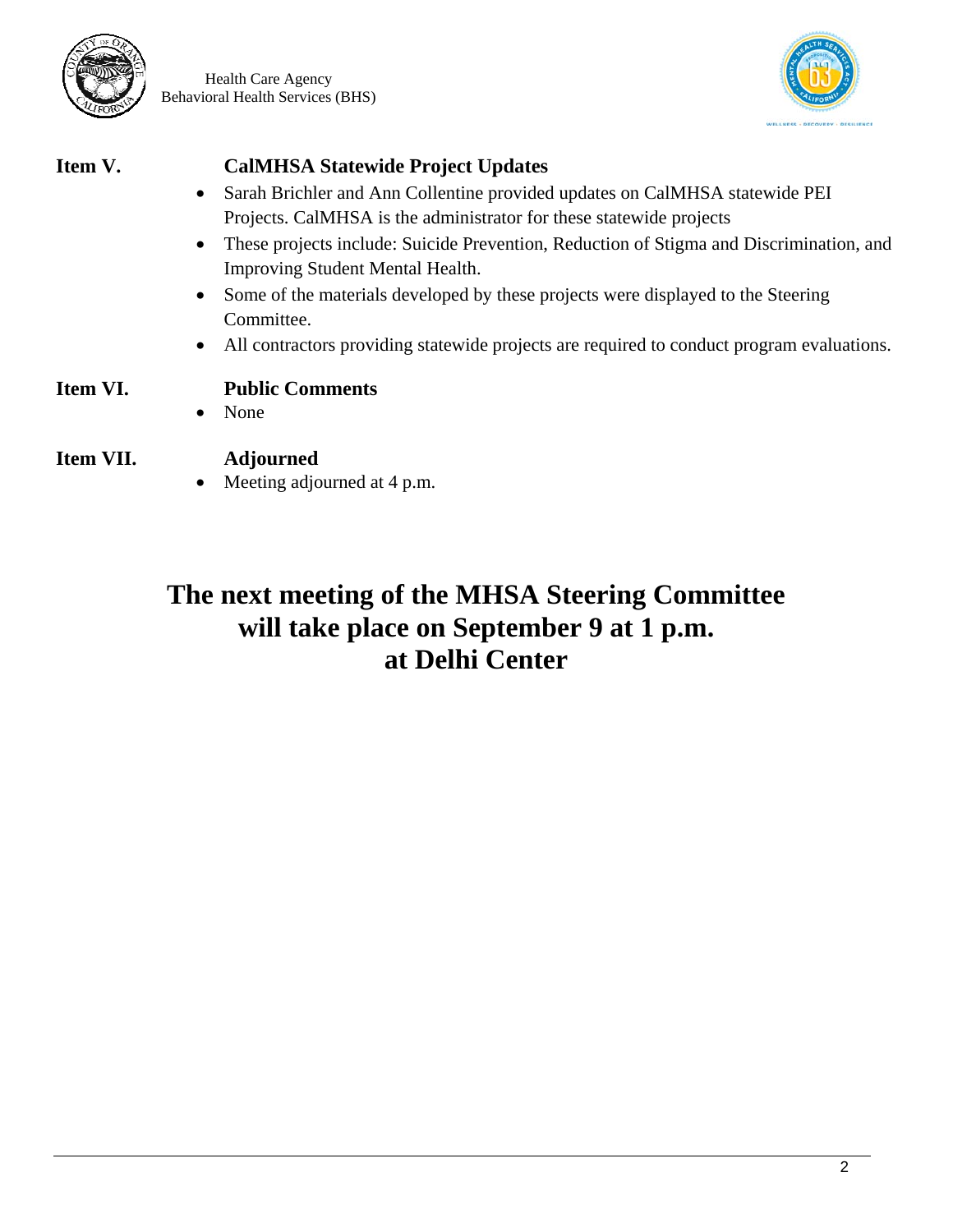**Item V. CalMHSA Statewide Project Updates**

- Sarah Brichler and Ann Collentine provided updates on CalMHSA statewide PEI Projects. CalMHSA is the administrator for these statewide projects
- These projects include: Suicide Prevention, Reduction of Stigma and Discrimination, and Improving Student Mental Health.
- Some of the materials developed by these projects were displayed to the Steering Committee.
- All contractors providing statewide projects are required to conduct program evaluations.

**Item VI. Public Comments**

- None

**Item VII. Adjourned**

- Meeting adjourned at 4 p.m.

## The next meeting of the MHSA Steering Committee will take place on September 9 at 1 p.m. at Delhi Center